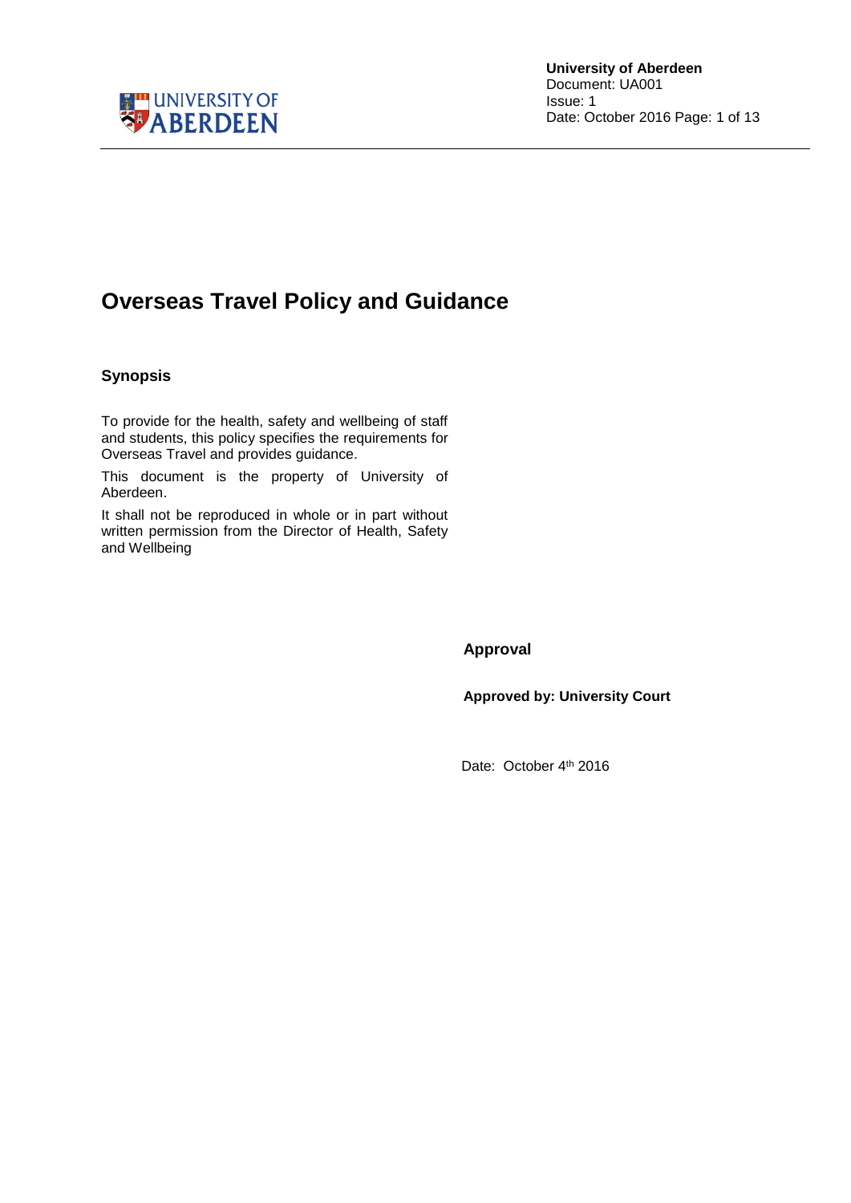# Overseas Travel Policy and Guidance

## Synopsis

To provide for the health, safety and wellbeing of staff and students, this policy specifies the requirements for Overseas Travel and provides guidance.

This document is the property of University of Aberdeen.

It shall not be reproduced in whole or in part without written permission from the Director of Health, Safety and Wellbeing

## Approval

**Approved by: University Court**

Date: October 4th 2016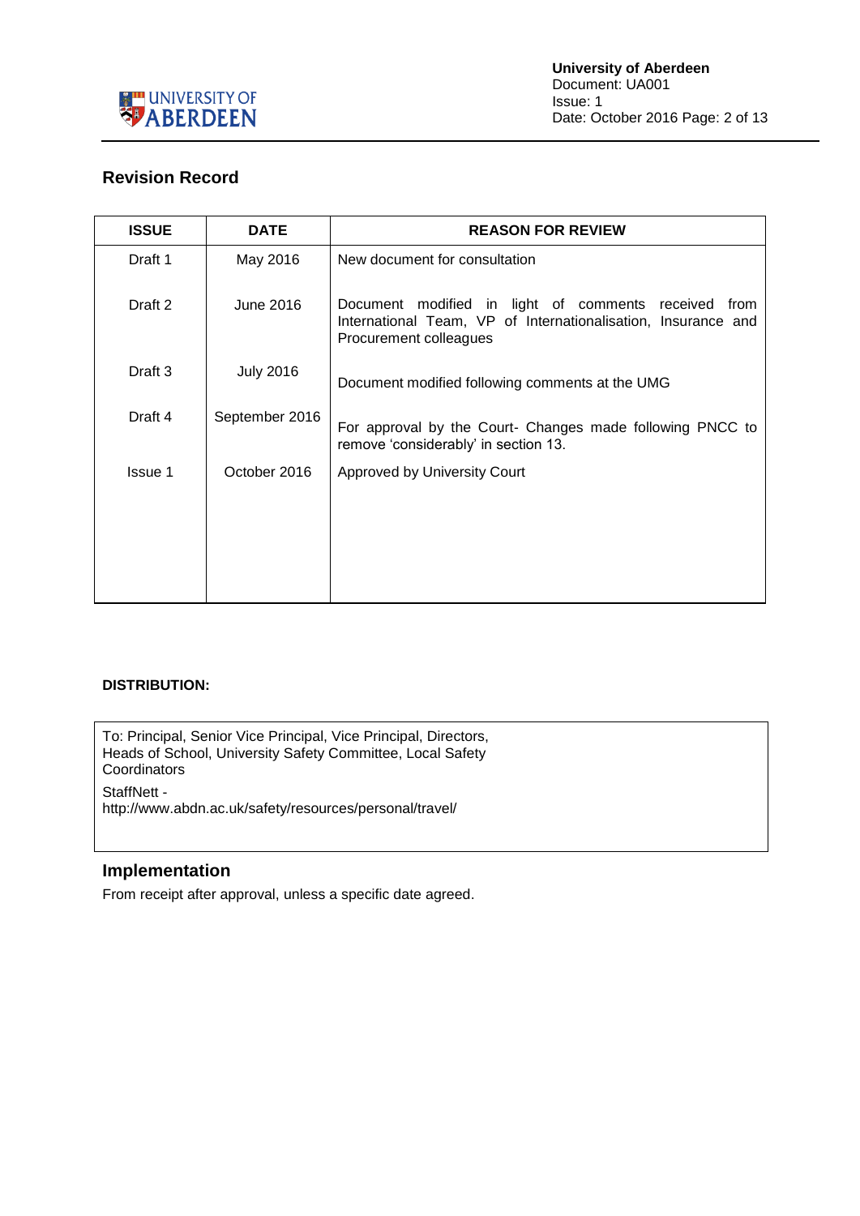## Revision Record

| ISSUE | DATE | REASON FOR REVIEW |
|---|---|---|
| Draft 1 | May 2016 | New document for consultation |
| Draft 2 | June 2016 | Document modified in light of comments received from International Team, VP of Internationalisation, Insurance and Procurement colleagues |
| Draft 3 | July 2016 | Document modified following comments at the UMG |
| Draft 4 | September 2016 | For approval by the Court- Changes made following PNCC to remove 'considerably' in section 13. |
| Issue 1 | October 2016 | Approved by University Court |

**DISTRIBUTION:**

To: Principal, Senior Vice Principal, Vice Principal, Directors, Heads of School, University Safety Committee, Local Safety Coordinators

StaffNett - http://www.abdn.ac.uk/safety/resources/personal/travel/

## Implementation

From receipt after approval, unless a specific date agreed.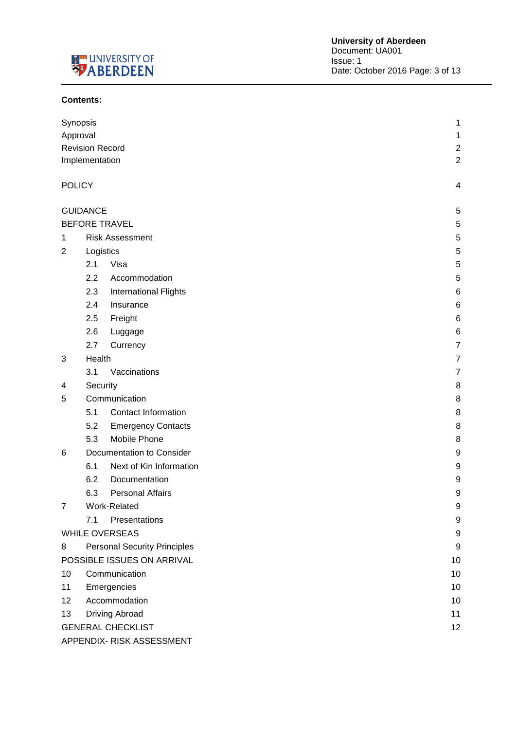**Contents:**

| | |
|---|---|
| Synopsis | 1 |
| Approval | 1 |
| Revision Record | 2 |
| Implementation | 2 |
| | |
| POLICY | 4 |
| | |
| GUIDANCE | 5 |
| BEFORE TRAVEL | 5 |
| 1 Risk Assessment | 5 |
| 2 Logistics | 5 |
| 2.1 Visa | 5 |
| 2.2 Accommodation | 5 |
| 2.3 International Flights | 6 |
| 2.4 Insurance | 6 |
| 2.5 Freight | 6 |
| 2.6 Luggage | 6 |
| 2.7 Currency | 7 |
| 3 Health | 7 |
| 3.1 Vaccinations | 7 |
| 4 Security | 8 |
| 5 Communication | 8 |
| 5.1 Contact Information | 8 |
| 5.2 Emergency Contacts | 8 |
| 5.3 Mobile Phone | 8 |
| 6 Documentation to Consider | 9 |
| 6.1 Next of Kin Information | 9 |
| 6.2 Documentation | 9 |
| 6.3 Personal Affairs | 9 |
| 7 Work-Related | 9 |
| 7.1 Presentations | 9 |
| WHILE OVERSEAS | 9 |
| 8 Personal Security Principles | 9 |
| POSSIBLE ISSUES ON ARRIVAL | 10 |
| 10 Communication | 10 |
| 11 Emergencies | 10 |
| 12 Accommodation | 10 |
| 13 Driving Abroad | 11 |
| GENERAL CHECKLIST | 12 |
| APPENDIX- RISK ASSESSMENT | |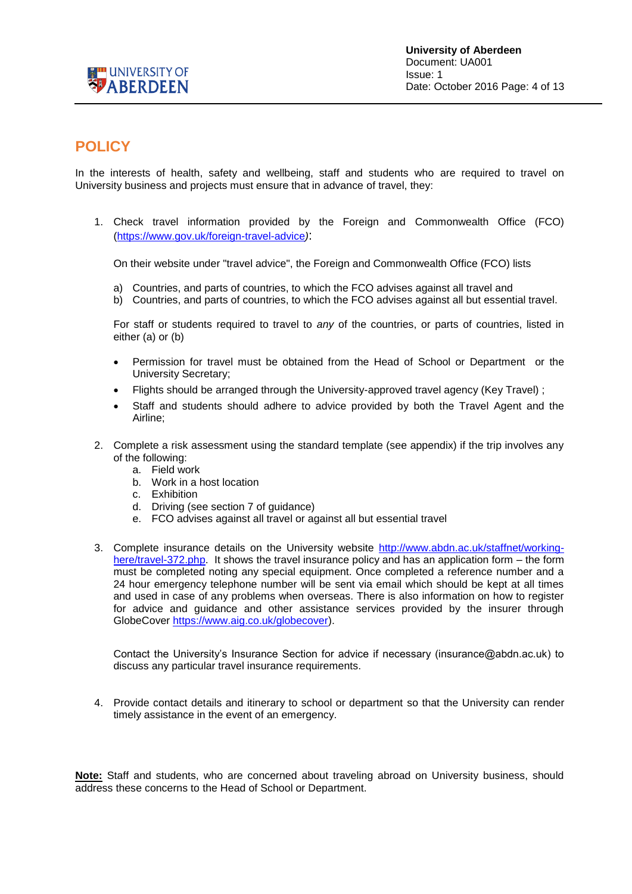# POLICY

In the interests of health, safety and wellbeing, staff and students who are required to travel on University business and projects must ensure that in advance of travel, they:

1. Check travel information provided by the Foreign and Commonwealth Office (FCO) (https://www.gov.uk/foreign-travel-advice):

   On their website under "travel advice", the Foreign and Commonwealth Office (FCO) lists

   a) Countries, and parts of countries, to which the FCO advises against all travel and
   b) Countries, and parts of countries, to which the FCO advises against all but essential travel.

   For staff or students required to travel to *any* of the countries, or parts of countries, listed in either (a) or (b)

   - Permission for travel must be obtained from the Head of School or Department or the University Secretary;
   - Flights should be arranged through the University-approved travel agency (Key Travel) ;
   - Staff and students should adhere to advice provided by both the Travel Agent and the Airline;

2. Complete a risk assessment using the standard template (see appendix) if the trip involves any of the following:
   a. Field work
   b. Work in a host location
   c. Exhibition
   d. Driving (see section 7 of guidance)
   e. FCO advises against all travel or against all but essential travel

3. Complete insurance details on the University website http://www.abdn.ac.uk/staffnet/working-here/travel-372.php. It shows the travel insurance policy and has an application form – the form must be completed noting any special equipment. Once completed a reference number and a 24 hour emergency telephone number will be sent via email which should be kept at all times and used in case of any problems when overseas. There is also information on how to register for advice and guidance and other assistance services provided by the insurer through GlobeCover https://www.aig.co.uk/globecover).

   Contact the University's Insurance Section for advice if necessary (insurance@abdn.ac.uk) to discuss any particular travel insurance requirements.

4. Provide contact details and itinerary to school or department so that the University can render timely assistance in the event of an emergency.

**Note:** Staff and students, who are concerned about traveling abroad on University business, should address these concerns to the Head of School or Department.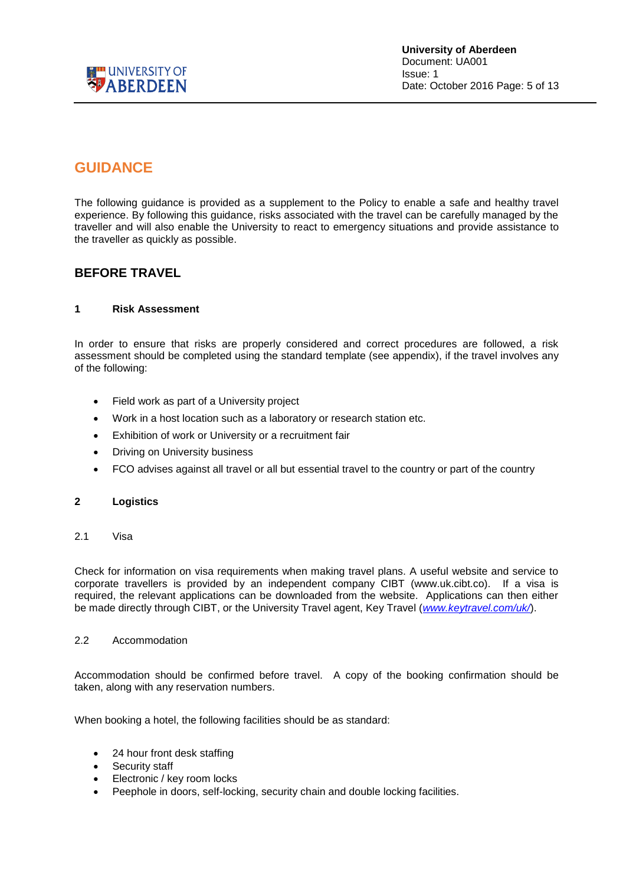## GUIDANCE

The following guidance is provided as a supplement to the Policy to enable a safe and healthy travel experience. By following this guidance, risks associated with the travel can be carefully managed by the traveller and will also enable the University to react to emergency situations and provide assistance to the traveller as quickly as possible.

## BEFORE TRAVEL

### 1 Risk Assessment

In order to ensure that risks are properly considered and correct procedures are followed, a risk assessment should be completed using the standard template (see appendix), if the travel involves any of the following:

- Field work as part of a University project
- Work in a host location such as a laboratory or research station etc.
- Exhibition of work or University or a recruitment fair
- Driving on University business
- FCO advises against all travel or all but essential travel to the country or part of the country

### 2 Logistics

#### 2.1 Visa

Check for information on visa requirements when making travel plans. A useful website and service to corporate travellers is provided by an independent company CIBT (www.uk.cibt.co). If a visa is required, the relevant applications can be downloaded from the website. Applications can then either be made directly through CIBT, or the University Travel agent, Key Travel (*www.keytravel.com/uk/*).

#### 2.2 Accommodation

Accommodation should be confirmed before travel. A copy of the booking confirmation should be taken, along with any reservation numbers.

When booking a hotel, the following facilities should be as standard:

- 24 hour front desk staffing
- Security staff
- Electronic / key room locks
- Peephole in doors, self-locking, security chain and double locking facilities.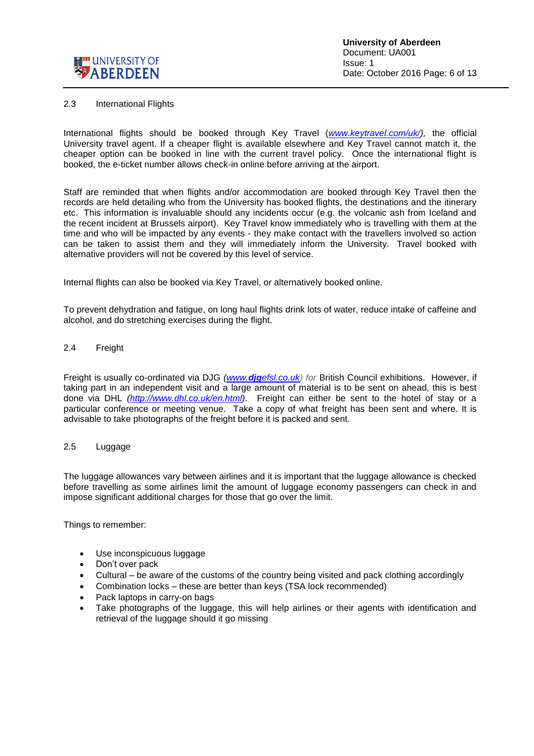## 2.3 International Flights

International flights should be booked through Key Travel (*www.keytravel.com/uk/*), the official University travel agent. If a cheaper flight is available elsewhere and Key Travel cannot match it, the cheaper option can be booked in line with the current travel policy. Once the international flight is booked, the e-ticket number allows check-in online before arriving at the airport.

Staff are reminded that when flights and/or accommodation are booked through Key Travel then the records are held detailing who from the University has booked flights, the destinations and the itinerary etc. This information is invaluable should any incidents occur (e.g. the volcanic ash from Iceland and the recent incident at Brussels airport). Key Travel know immediately who is travelling with them at the time and who will be impacted by any events - they make contact with the travellers involved so action can be taken to assist them and they will immediately inform the University. Travel booked with alternative providers will not be covered by this level of service.

Internal flights can also be booked via Key Travel, or alternatively booked online.

To prevent dehydration and fatigue, on long haul flights drink lots of water, reduce intake of caffeine and alcohol, and do stretching exercises during the flight.

## 2.4 Freight

Freight is usually co-ordinated via DJG (*www.djgefsl.co.uk*) *for* British Council exhibitions. However, if taking part in an independent visit and a large amount of material is to be sent on ahead, this is best done via DHL (*http://www.dhl.co.uk/en.html*). Freight can either be sent to the hotel of stay or a particular conference or meeting venue. Take a copy of what freight has been sent and where. It is advisable to take photographs of the freight before it is packed and sent.

## 2.5 Luggage

The luggage allowances vary between airlines and it is important that the luggage allowance is checked before travelling as some airlines limit the amount of luggage economy passengers can check in and impose significant additional charges for those that go over the limit.

Things to remember:

- Use inconspicuous luggage
- Don't over pack
- Cultural – be aware of the customs of the country being visited and pack clothing accordingly
- Combination locks – these are better than keys (TSA lock recommended)
- Pack laptops in carry-on bags
- Take photographs of the luggage, this will help airlines or their agents with identification and retrieval of the luggage should it go missing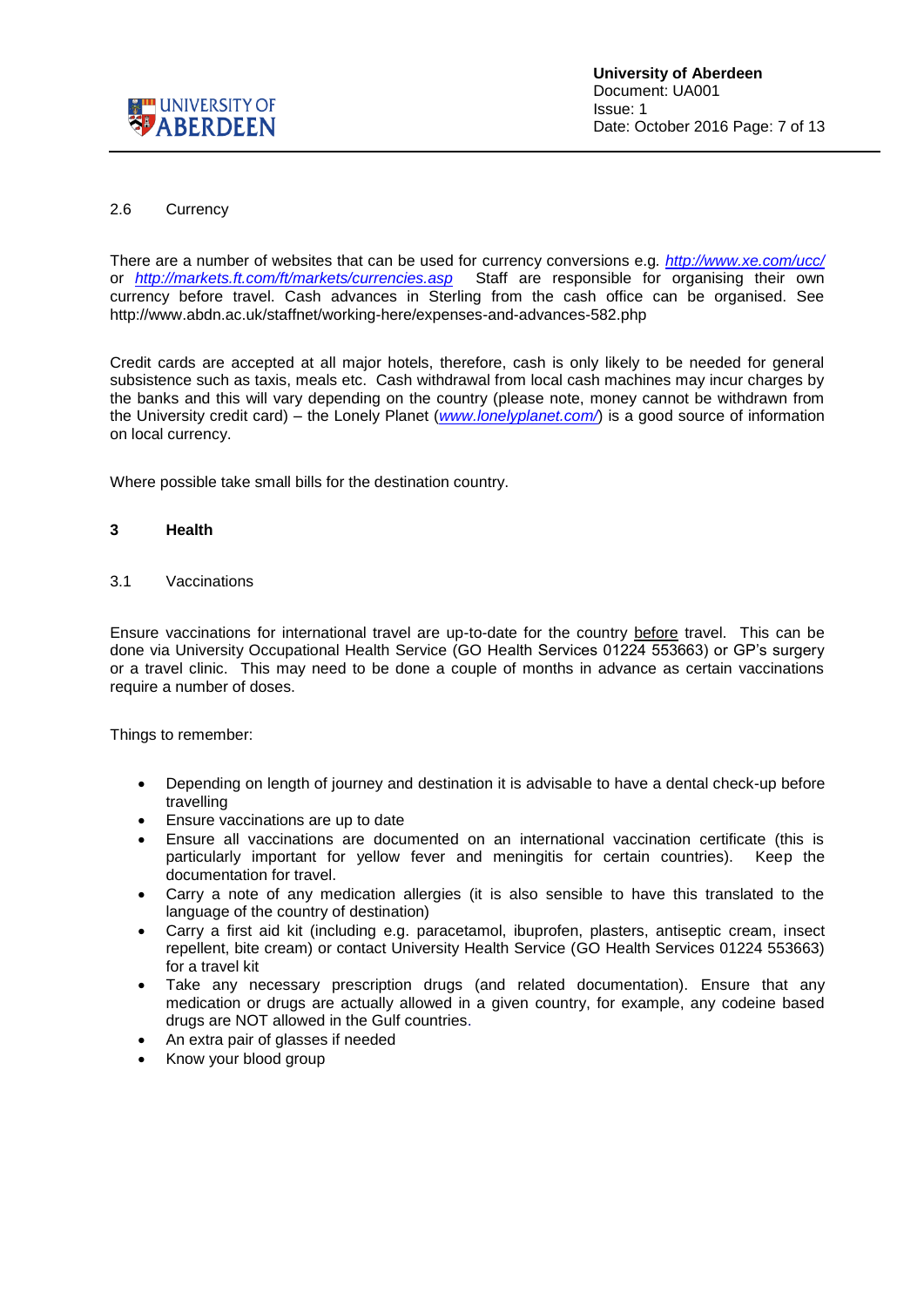### 2.6 Currency

There are a number of websites that can be used for currency conversions e.g. *http://www.xe.com/ucc/* or *http://markets.ft.com/ft/markets/currencies.asp* Staff are responsible for organising their own currency before travel. Cash advances in Sterling from the cash office can be organised. See http://www.abdn.ac.uk/staffnet/working-here/expenses-and-advances-582.php

Credit cards are accepted at all major hotels, therefore, cash is only likely to be needed for general subsistence such as taxis, meals etc. Cash withdrawal from local cash machines may incur charges by the banks and this will vary depending on the country (please note, money cannot be withdrawn from the University credit card) – the Lonely Planet (*www.lonelyplanet.com/*) is a good source of information on local currency.

Where possible take small bills for the destination country.

## 3 Health

### 3.1 Vaccinations

Ensure vaccinations for international travel are up-to-date for the country before travel. This can be done via University Occupational Health Service (GO Health Services 01224 553663) or GP's surgery or a travel clinic. This may need to be done a couple of months in advance as certain vaccinations require a number of doses.

Things to remember:

- Depending on length of journey and destination it is advisable to have a dental check-up before travelling
- Ensure vaccinations are up to date
- Ensure all vaccinations are documented on an international vaccination certificate (this is particularly important for yellow fever and meningitis for certain countries). Keep the documentation for travel.
- Carry a note of any medication allergies (it is also sensible to have this translated to the language of the country of destination)
- Carry a first aid kit (including e.g. paracetamol, ibuprofen, plasters, antiseptic cream, insect repellent, bite cream) or contact University Health Service (GO Health Services 01224 553663) for a travel kit
- Take any necessary prescription drugs (and related documentation). Ensure that any medication or drugs are actually allowed in a given country, for example, any codeine based drugs are NOT allowed in the Gulf countries.
- An extra pair of glasses if needed
- Know your blood group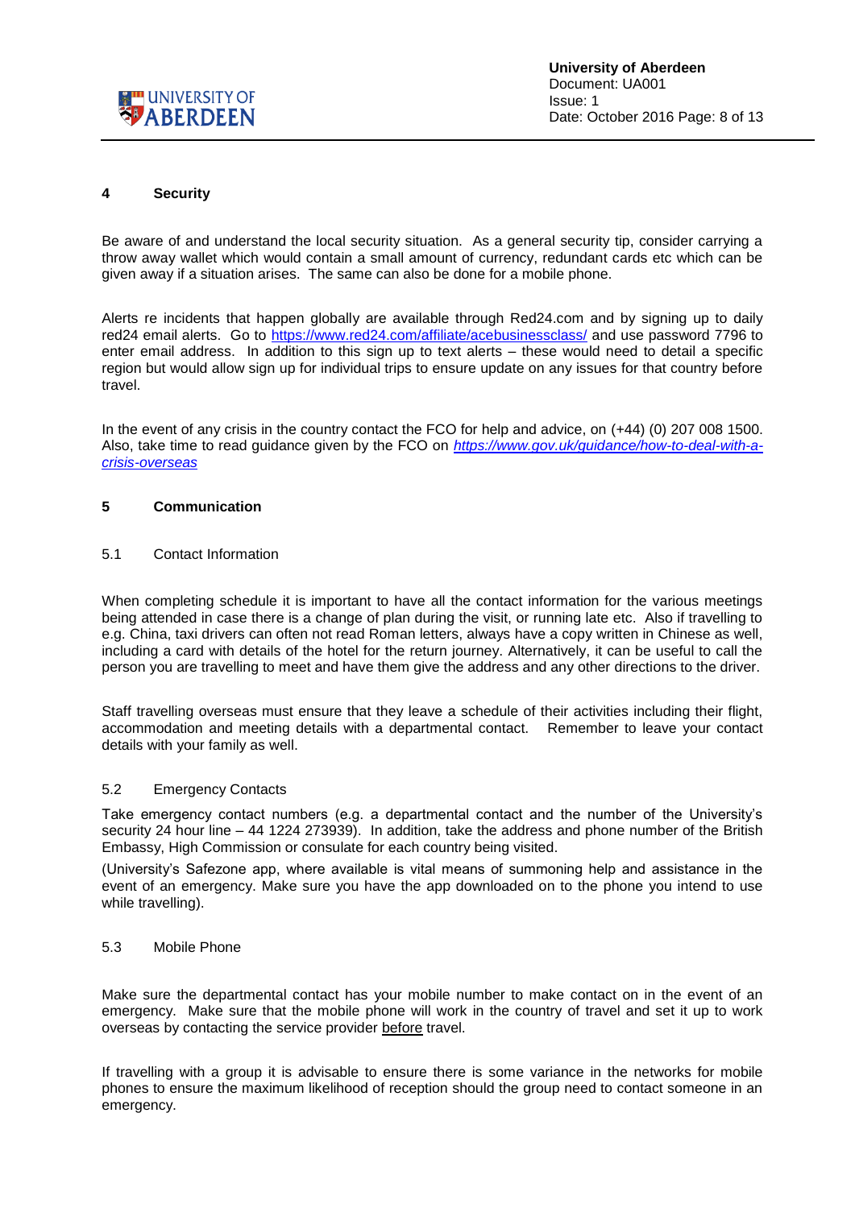## 4 Security

Be aware of and understand the local security situation. As a general security tip, consider carrying a throw away wallet which would contain a small amount of currency, redundant cards etc which can be given away if a situation arises. The same can also be done for a mobile phone.

Alerts re incidents that happen globally are available through Red24.com and by signing up to daily red24 email alerts. Go to https://www.red24.com/affiliate/acebusinessclass/ and use password 7796 to enter email address. In addition to this sign up to text alerts – these would need to detail a specific region but would allow sign up for individual trips to ensure update on any issues for that country before travel.

In the event of any crisis in the country contact the FCO for help and advice, on (+44) (0) 207 008 1500. Also, take time to read guidance given by the FCO on *https://www.gov.uk/guidance/how-to-deal-with-a-crisis-overseas*

## 5 Communication

### 5.1 Contact Information

When completing schedule it is important to have all the contact information for the various meetings being attended in case there is a change of plan during the visit, or running late etc. Also if travelling to e.g. China, taxi drivers can often not read Roman letters, always have a copy written in Chinese as well, including a card with details of the hotel for the return journey. Alternatively, it can be useful to call the person you are travelling to meet and have them give the address and any other directions to the driver.

Staff travelling overseas must ensure that they leave a schedule of their activities including their flight, accommodation and meeting details with a departmental contact. Remember to leave your contact details with your family as well.

### 5.2 Emergency Contacts

Take emergency contact numbers (e.g. a departmental contact and the number of the University's security 24 hour line – 44 1224 273939). In addition, take the address and phone number of the British Embassy, High Commission or consulate for each country being visited.

(University's Safezone app, where available is vital means of summoning help and assistance in the event of an emergency. Make sure you have the app downloaded on to the phone you intend to use while travelling).

### 5.3 Mobile Phone

Make sure the departmental contact has your mobile number to make contact on in the event of an emergency. Make sure that the mobile phone will work in the country of travel and set it up to work overseas by contacting the service provider before travel.

If travelling with a group it is advisable to ensure there is some variance in the networks for mobile phones to ensure the maximum likelihood of reception should the group need to contact someone in an emergency.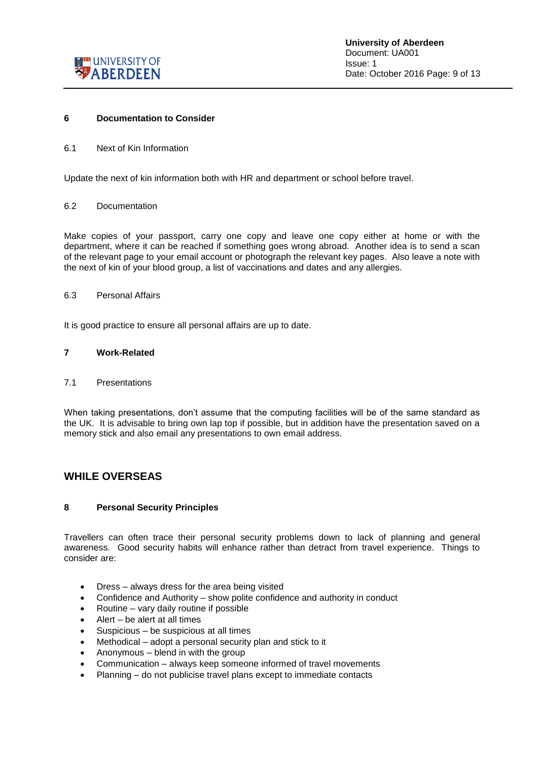## 6 Documentation to Consider

### 6.1 Next of Kin Information

Update the next of kin information both with HR and department or school before travel.

### 6.2 Documentation

Make copies of your passport, carry one copy and leave one copy either at home or with the department, where it can be reached if something goes wrong abroad. Another idea is to send a scan of the relevant page to your email account or photograph the relevant key pages. Also leave a note with the next of kin of your blood group, a list of vaccinations and dates and any allergies.

### 6.3 Personal Affairs

It is good practice to ensure all personal affairs are up to date.

## 7 Work-Related

### 7.1 Presentations

When taking presentations, don't assume that the computing facilities will be of the same standard as the UK. It is advisable to bring own lap top if possible, but in addition have the presentation saved on a memory stick and also email any presentations to own email address.

# WHILE OVERSEAS

## 8 Personal Security Principles

Travellers can often trace their personal security problems down to lack of planning and general awareness. Good security habits will enhance rather than detract from travel experience. Things to consider are:

- Dress – always dress for the area being visited
- Confidence and Authority – show polite confidence and authority in conduct
- Routine – vary daily routine if possible
- Alert – be alert at all times
- Suspicious – be suspicious at all times
- Methodical – adopt a personal security plan and stick to it
- Anonymous – blend in with the group
- Communication – always keep someone informed of travel movements
- Planning – do not publicise travel plans except to immediate contacts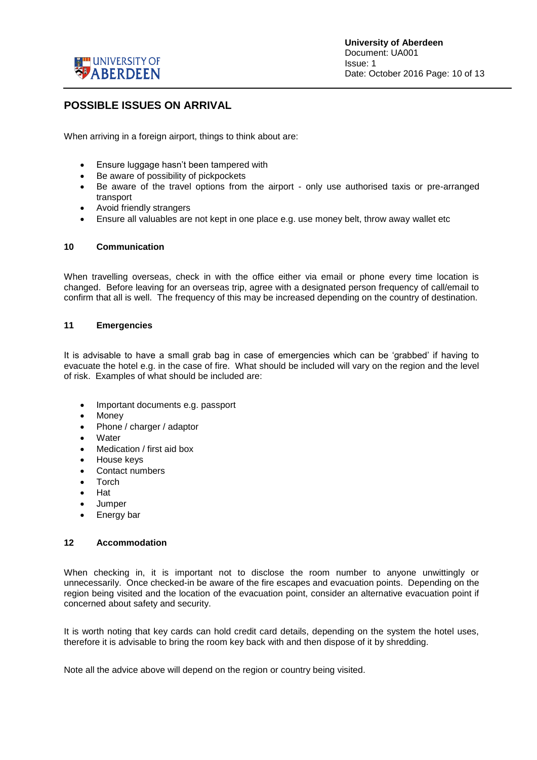## POSSIBLE ISSUES ON ARRIVAL

When arriving in a foreign airport, things to think about are:

- Ensure luggage hasn't been tampered with
- Be aware of possibility of pickpockets
- Be aware of the travel options from the airport - only use authorised taxis or pre-arranged transport
- Avoid friendly strangers
- Ensure all valuables are not kept in one place e.g. use money belt, throw away wallet etc

### 10 Communication

When travelling overseas, check in with the office either via email or phone every time location is changed. Before leaving for an overseas trip, agree with a designated person frequency of call/email to confirm that all is well. The frequency of this may be increased depending on the country of destination.

### 11 Emergencies

It is advisable to have a small grab bag in case of emergencies which can be 'grabbed' if having to evacuate the hotel e.g. in the case of fire. What should be included will vary on the region and the level of risk. Examples of what should be included are:

- Important documents e.g. passport
- Money
- Phone / charger / adaptor
- Water
- Medication / first aid box
- House keys
- Contact numbers
- Torch
- Hat
- Jumper
- Energy bar

### 12 Accommodation

When checking in, it is important not to disclose the room number to anyone unwittingly or unnecessarily. Once checked-in be aware of the fire escapes and evacuation points. Depending on the region being visited and the location of the evacuation point, consider an alternative evacuation point if concerned about safety and security.

It is worth noting that key cards can hold credit card details, depending on the system the hotel uses, therefore it is advisable to bring the room key back with and then dispose of it by shredding.

Note all the advice above will depend on the region or country being visited.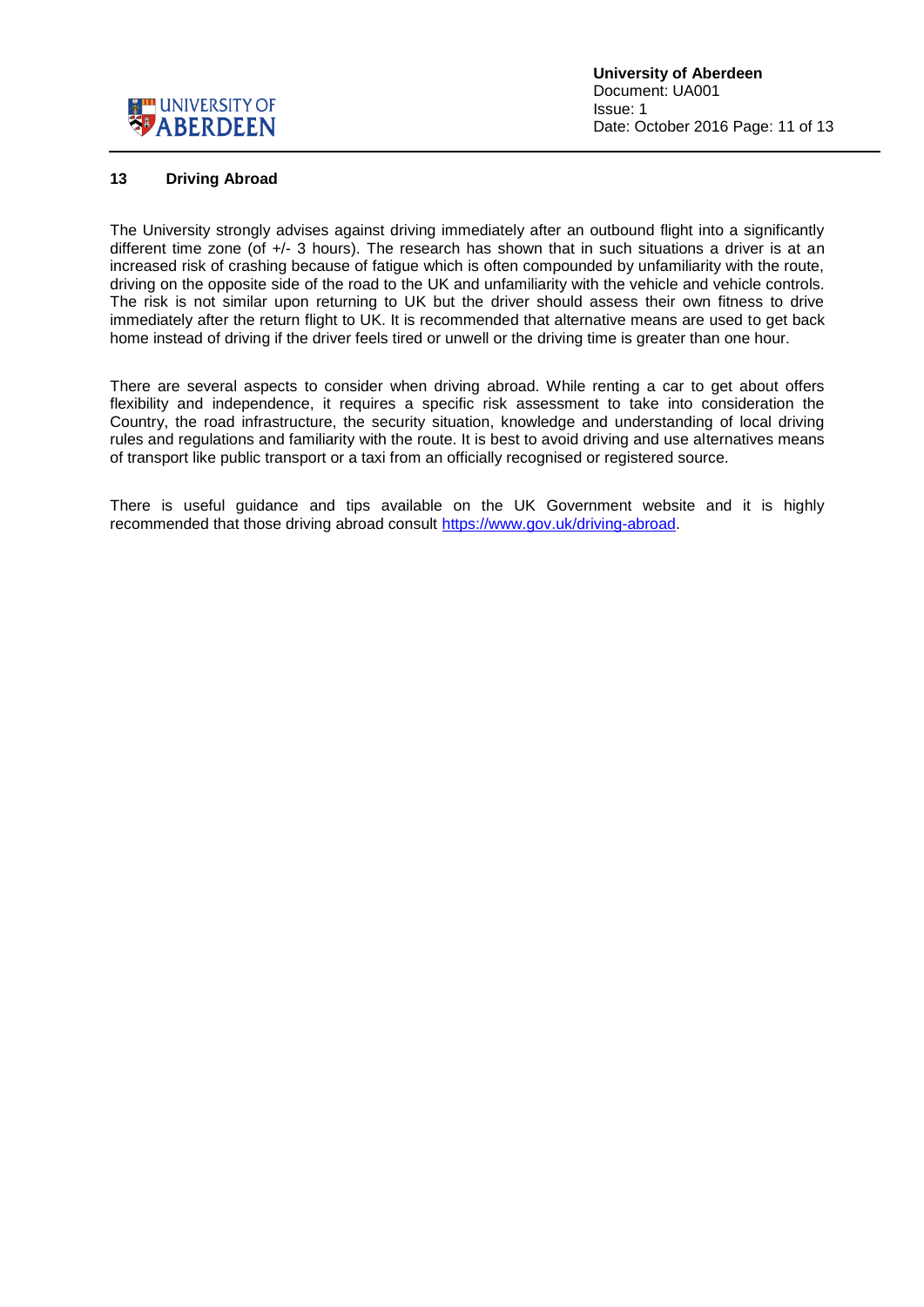## 13 Driving Abroad

The University strongly advises against driving immediately after an outbound flight into a significantly different time zone (of +/- 3 hours). The research has shown that in such situations a driver is at an increased risk of crashing because of fatigue which is often compounded by unfamiliarity with the route, driving on the opposite side of the road to the UK and unfamiliarity with the vehicle and vehicle controls. The risk is not similar upon returning to UK but the driver should assess their own fitness to drive immediately after the return flight to UK. It is recommended that alternative means are used to get back home instead of driving if the driver feels tired or unwell or the driving time is greater than one hour.

There are several aspects to consider when driving abroad. While renting a car to get about offers flexibility and independence, it requires a specific risk assessment to take into consideration the Country, the road infrastructure, the security situation, knowledge and understanding of local driving rules and regulations and familiarity with the route. It is best to avoid driving and use alternatives means of transport like public transport or a taxi from an officially recognised or registered source.

There is useful guidance and tips available on the UK Government website and it is highly recommended that those driving abroad consult [https://www.gov.uk/driving-abroad](https://www.gov.uk/driving-abroad).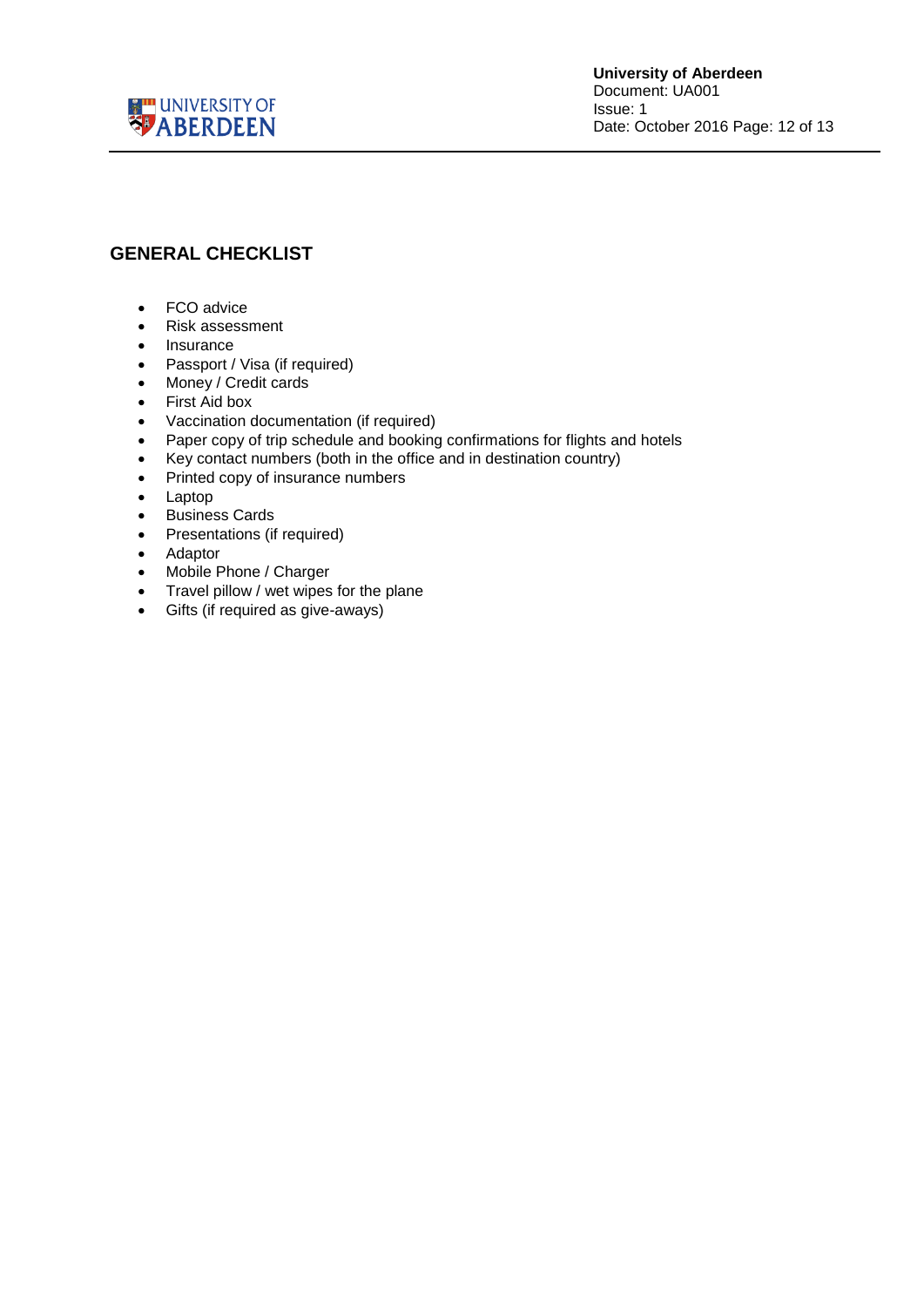## GENERAL CHECKLIST

- FCO advice
- Risk assessment
- Insurance
- Passport / Visa (if required)
- Money / Credit cards
- First Aid box
- Vaccination documentation (if required)
- Paper copy of trip schedule and booking confirmations for flights and hotels
- Key contact numbers (both in the office and in destination country)
- Printed copy of insurance numbers
- Laptop
- Business Cards
- Presentations (if required)
- Adaptor
- Mobile Phone / Charger
- Travel pillow / wet wipes for the plane
- Gifts (if required as give-aways)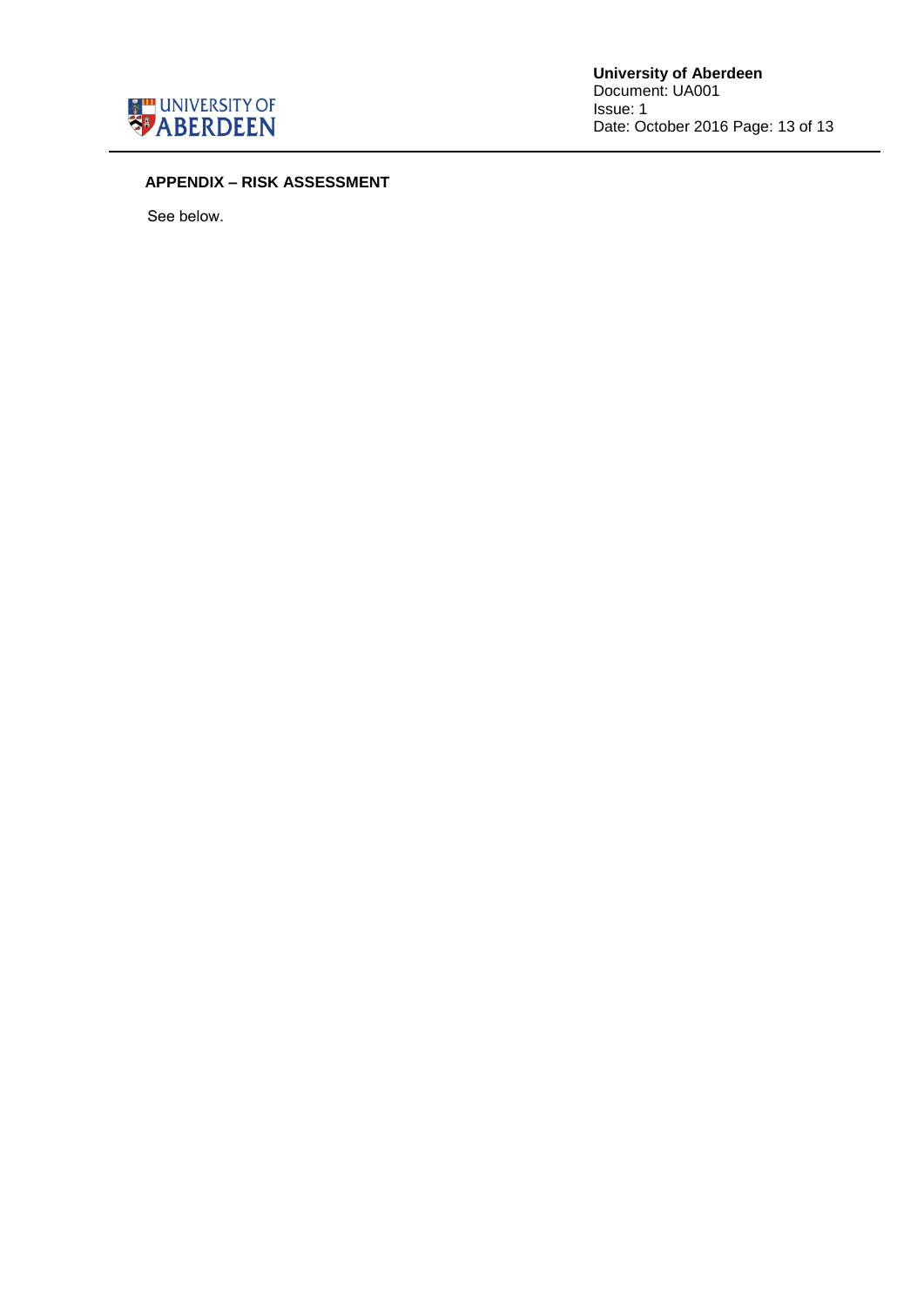## APPENDIX – RISK ASSESSMENT

See below.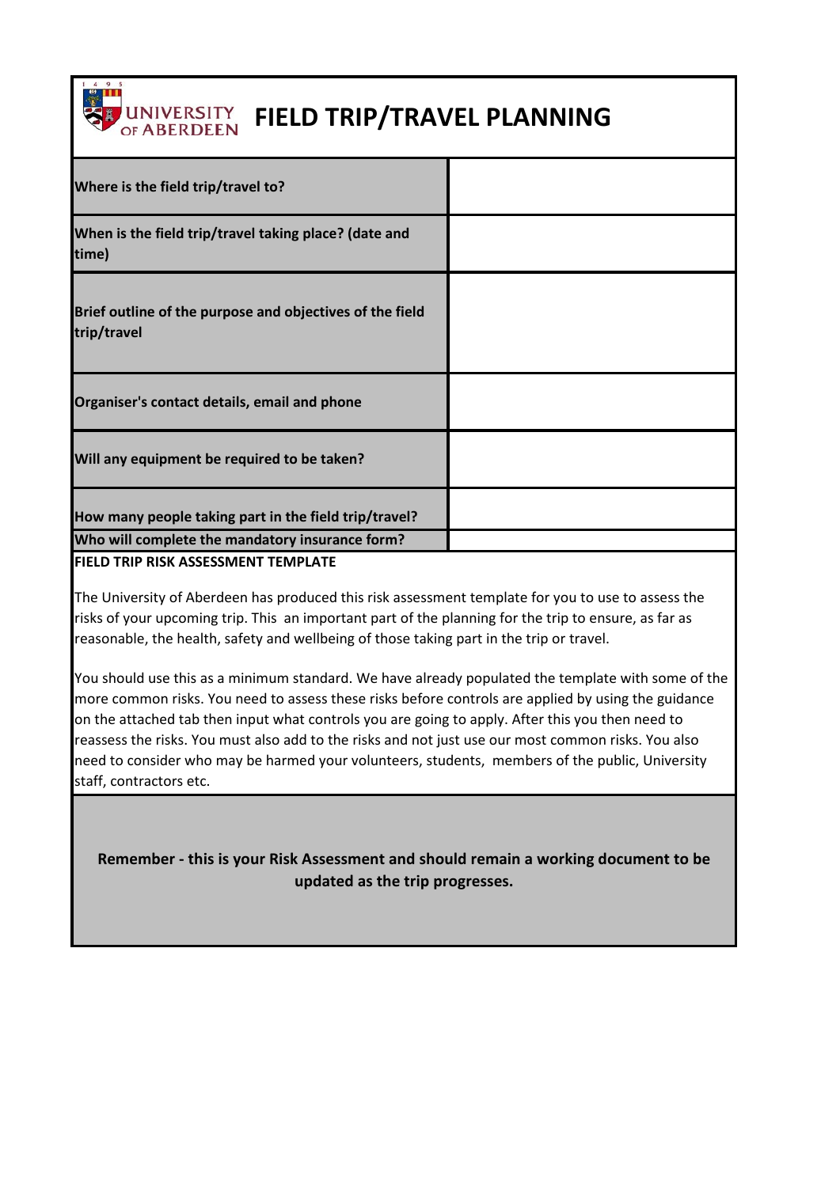# FIELD TRIP/TRAVEL PLANNING

| | |
|---|---|
| **Where is the field trip/travel to?** | |
| **When is the field trip/travel taking place? (date and time)** | |
| **Brief outline of the purpose and objectives of the field trip/travel** | |
| **Organiser's contact details, email and phone** | |
| **Will any equipment be required to be taken?** | |
| **How many people taking part in the field trip/travel?** | |
| **Who will complete the mandatory insurance form?** | |

**FIELD TRIP RISK ASSESSMENT TEMPLATE**

The University of Aberdeen has produced this risk assessment template for you to use to assess the risks of your upcoming trip. This  an important part of the planning for the trip to ensure, as far as reasonable, the health, safety and wellbeing of those taking part in the trip or travel.

You should use this as a minimum standard. We have already populated the template with some of the more common risks. You need to assess these risks before controls are applied by using the guidance on the attached tab then input what controls you are going to apply. After this you then need to reassess the risks. You must also add to the risks and not just use our most common risks. You also need to consider who may be harmed your volunteers, students,  members of the public, University staff, contractors etc.

**Remember - this is your Risk Assessment and should remain a working document to be updated as the trip progresses.**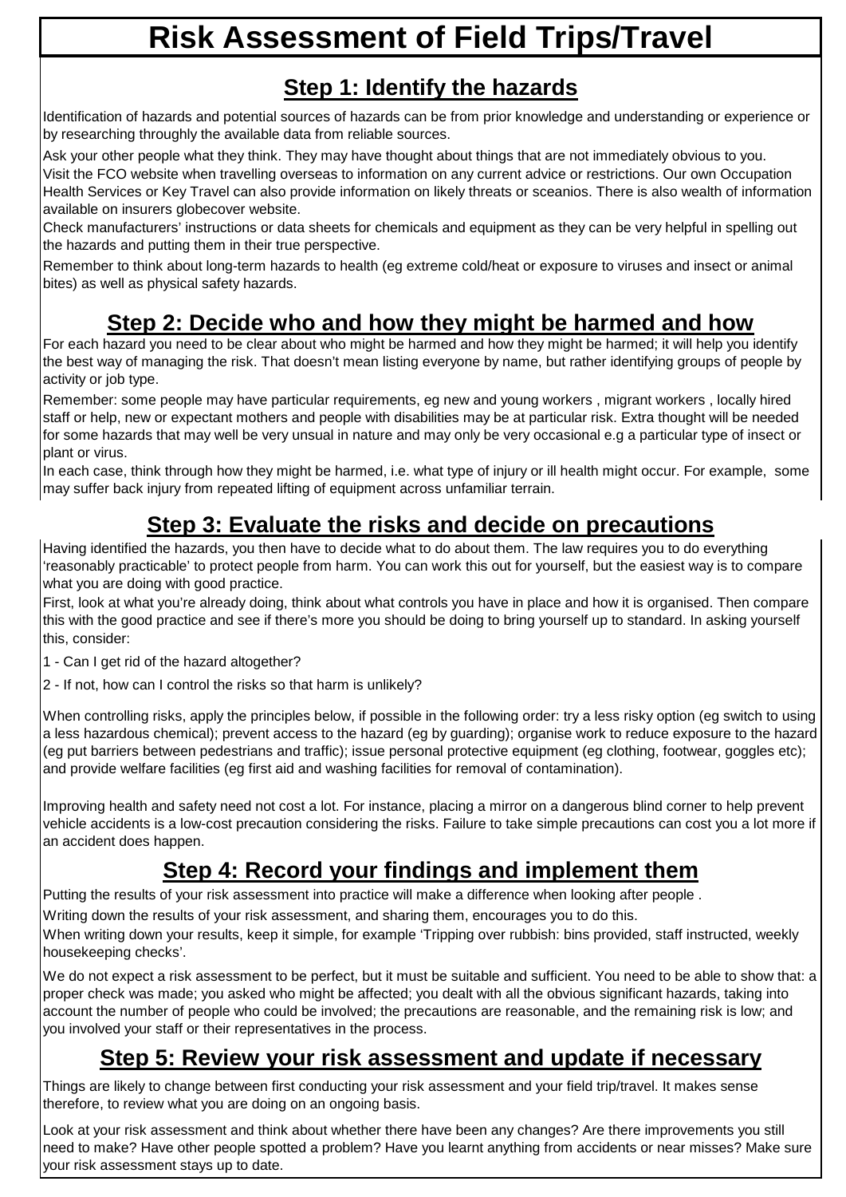# Risk Assessment of Field Trips/Travel

## Step 1: Identify the hazards

Identification of hazards and potential sources of hazards can be from prior knowledge and understanding or experience or by researching throughly the available data from reliable sources.

Ask your other people what they think. They may have thought about things that are not immediately obvious to you.
Visit the FCO website when travelling overseas to information on any current advice or restrictions. Our own Occupation Health Services or Key Travel can also provide information on likely threats or sceanios. There is also wealth of information available on insurers globecover website.
Check manufacturers' instructions or data sheets for chemicals and equipment as they can be very helpful in spelling out the hazards and putting them in their true perspective.

Remember to think about long-term hazards to health (eg extreme cold/heat or exposure to viruses and insect or animal bites) as well as physical safety hazards.

## Step 2: Decide who and how they might be harmed and how

For each hazard you need to be clear about who might be harmed and how they might be harmed; it will help you identify the best way of managing the risk. That doesn't mean listing everyone by name, but rather identifying groups of people by activity or job type.

Remember: some people may have particular requirements, eg new and young workers , migrant workers , locally hired staff or help, new or expectant mothers and people with disabilities may be at particular risk. Extra thought will be needed for some hazards that may well be very unusal in nature and may only be very occasional e.g a particular type of insect or plant or virus.
In each case, think through how they might be harmed, i.e. what type of injury or ill health might occur. For example, some may suffer back injury from repeated lifting of equipment across unfamiliar terrain.

## Step 3: Evaluate the risks and decide on precautions

Having identified the hazards, you then have to decide what to do about them. The law requires you to do everything 'reasonably practicable' to protect people from harm. You can work this out for yourself, but the easiest way is to compare what you are doing with good practice.
First, look at what you're already doing, think about what controls you have in place and how it is organised. Then compare this with the good practice and see if there's more you should be doing to bring yourself up to standard. In asking yourself this, consider:

1 - Can I get rid of the hazard altogether?

2 - If not, how can I control the risks so that harm is unlikely?

When controlling risks, apply the principles below, if possible in the following order: try a less risky option (eg switch to using a less hazardous chemical); prevent access to the hazard (eg by guarding); organise work to reduce exposure to the hazard (eg put barriers between pedestrians and traffic); issue personal protective equipment (eg clothing, footwear, goggles etc); and provide welfare facilities (eg first aid and washing facilities for removal of contamination).

Improving health and safety need not cost a lot. For instance, placing a mirror on a dangerous blind corner to help prevent vehicle accidents is a low-cost precaution considering the risks. Failure to take simple precautions can cost you a lot more if an accident does happen.

## Step 4: Record your findings and implement them

Putting the results of your risk assessment into practice will make a difference when looking after people .

Writing down the results of your risk assessment, and sharing them, encourages you to do this.
When writing down your results, keep it simple, for example 'Tripping over rubbish: bins provided, staff instructed, weekly housekeeping checks'.

We do not expect a risk assessment to be perfect, but it must be suitable and sufficient. You need to be able to show that: a proper check was made; you asked who might be affected; you dealt with all the obvious significant hazards, taking into account the number of people who could be involved; the precautions are reasonable, and the remaining risk is low; and you involved your staff or their representatives in the process.

## Step 5: Review your risk assessment and update if necessary

Things are likely to change between first conducting your risk assessment and your field trip/travel. It makes sense therefore, to review what you are doing on an ongoing basis.

Look at your risk assessment and think about whether there have been any changes? Are there improvements you still need to make? Have other people spotted a problem? Have you learnt anything from accidents or near misses? Make sure your risk assessment stays up to date.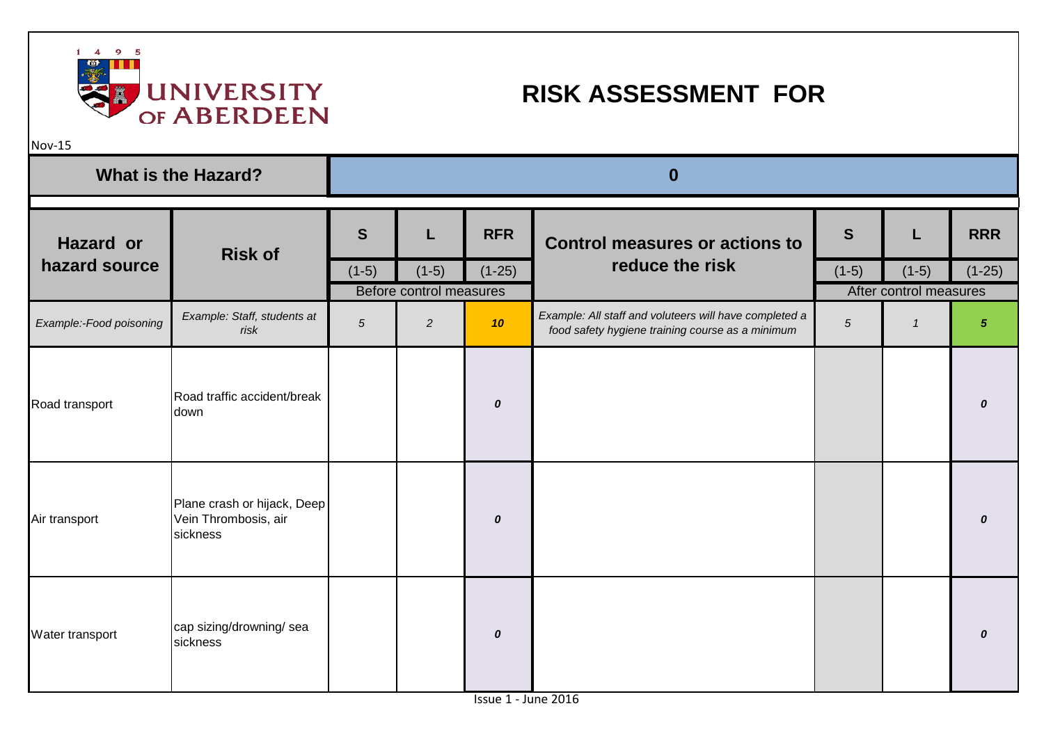UNIVERSITY OF ABERDEEN

# RISK ASSESSMENT FOR

Nov-15

| What is the Hazard? | | 0 | | | | | | |
|---|---|---|---|---|---|---|---|---|
| **Hazard or hazard source** | **Risk of** | **S** (1-5) | **L** (1-5) | **RFR** (1-25) | **Control measures or actions to reduce the risk** | **S** (1-5) | **L** (1-5) | **RRR** (1-25) |
| | | Before control measures | | | | After control measures | | |
| *Example:-Food poisoning* | *Example: Staff, students at risk* | *5* | *2* | ***10*** | *Example: All staff and voluteers will have completed a food safety hygiene training course as a minimum* | *5* | *1* | ***5*** |
| Road transport | Road traffic accident/break down | | | ***0*** | | | | ***0*** |
| Air transport | Plane crash or hijack, Deep Vein Thrombosis, air sickness | | | ***0*** | | | | ***0*** |
| Water transport | cap sizing/drowning/ sea sickness | | | ***0*** | | | | ***0*** |

Issue 1 - June 2016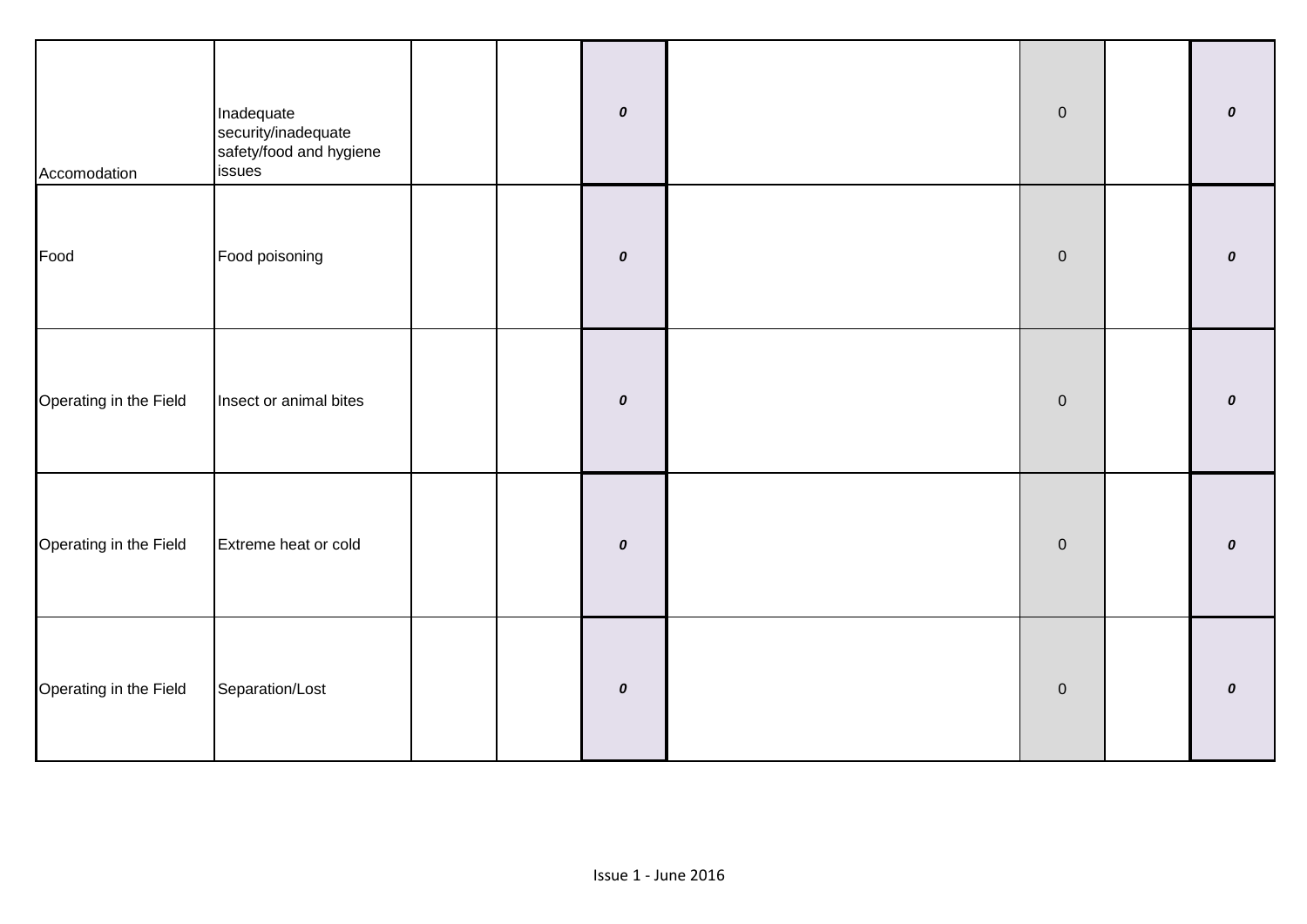| | | | | | | | | |
|---|---|---|---|---|---|---|---|---|
| Accomodation | Inadequate security/inadequate safety/food and hygiene issues | | | *0* | | 0 | | *0* |
| Food | Food poisoning | | | *0* | | 0 | | *0* |
| Operating in the Field | Insect or animal bites | | | *0* | | 0 | | *0* |
| Operating in the Field | Extreme heat or cold | | | *0* | | 0 | | *0* |
| Operating in the Field | Separation/Lost | | | *0* | | 0 | | *0* |

Issue 1 - June 2016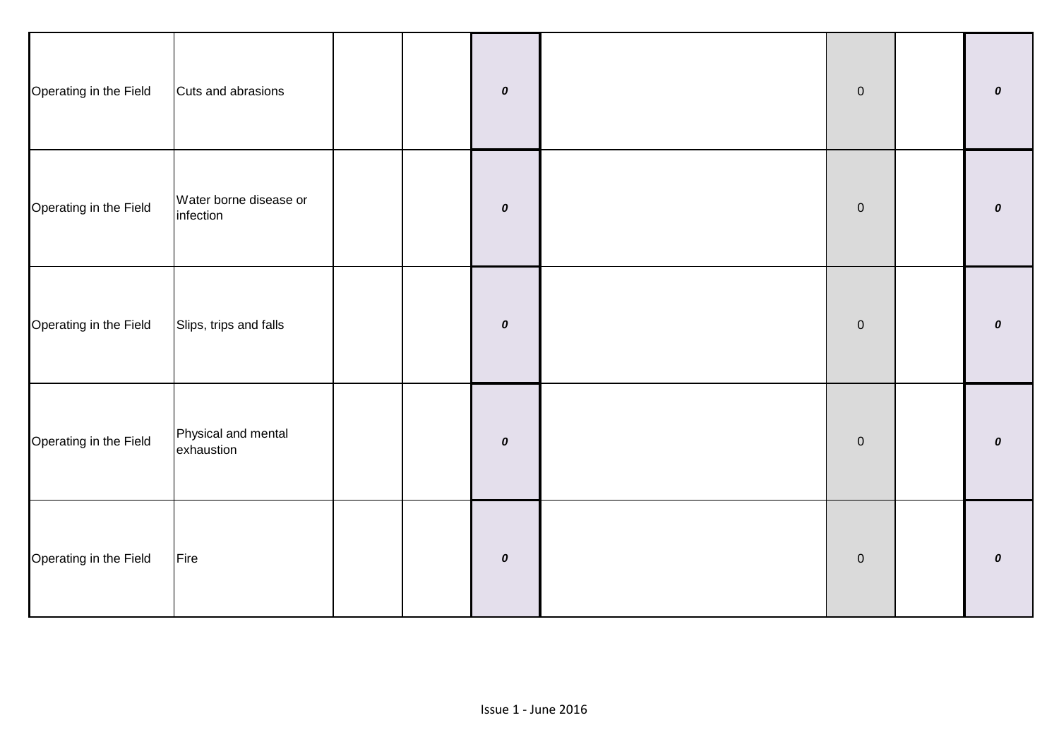| | | | | | | | | |
|---|---|---|---|---|---|---|---|---|
| Operating in the Field | Cuts and abrasions | | | ***0*** | | 0 | | ***0*** |
| Operating in the Field | Water borne disease or infection | | | ***0*** | | 0 | | ***0*** |
| Operating in the Field | Slips, trips and falls | | | ***0*** | | 0 | | ***0*** |
| Operating in the Field | Physical and mental exhaustion | | | ***0*** | | 0 | | ***0*** |
| Operating in the Field | Fire | | | ***0*** | | 0 | | ***0*** |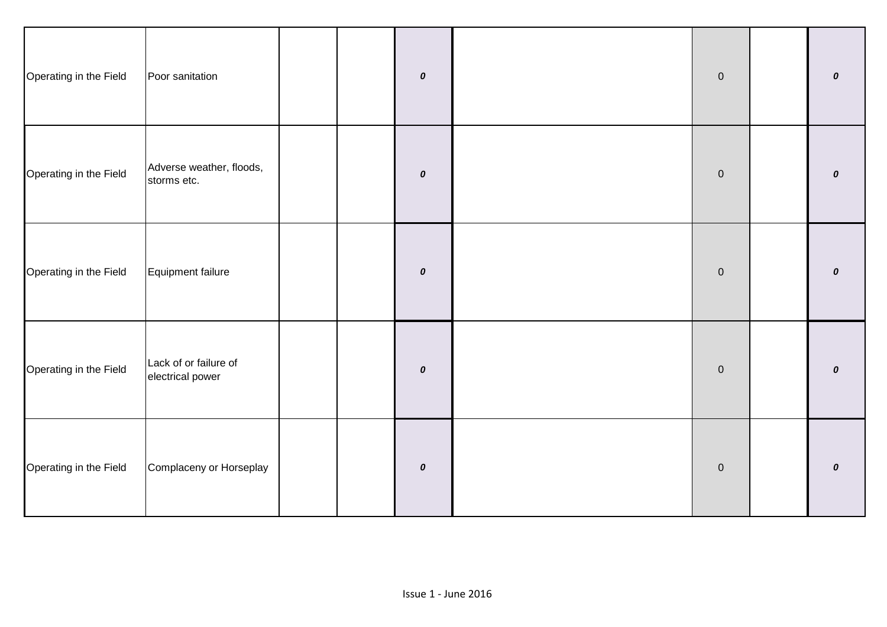| | | | | | | | | |
|---|---|---|---|---|---|---|---|---|
| Operating in the Field | Poor sanitation | | | ***0*** | | 0 | | ***0*** |
| Operating in the Field | Adverse weather, floods, storms etc. | | | ***0*** | | 0 | | ***0*** |
| Operating in the Field | Equipment failure | | | ***0*** | | 0 | | ***0*** |
| Operating in the Field | Lack of or failure of electrical power | | | ***0*** | | 0 | | ***0*** |
| Operating in the Field | Complaceny or Horseplay | | | ***0*** | | 0 | | ***0*** |

Issue 1 - June 2016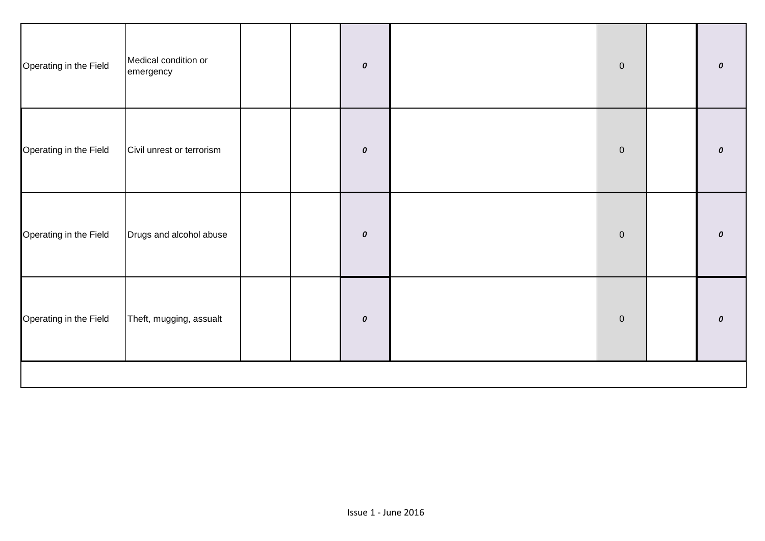| | | | | | | | | |
|---|---|---|---|---|---|---|---|---|
| Operating in the Field | Medical condition or emergency | | | ***0*** | | 0 | | ***0*** |
| Operating in the Field | Civil unrest or terrorism | | | ***0*** | | 0 | | ***0*** |
| Operating in the Field | Drugs and alcohol abuse | | | ***0*** | | 0 | | ***0*** |
| Operating in the Field | Theft, mugging, assualt | | | ***0*** | | 0 | | ***0*** |
| | | | | | | | | |

Issue 1 - June 2016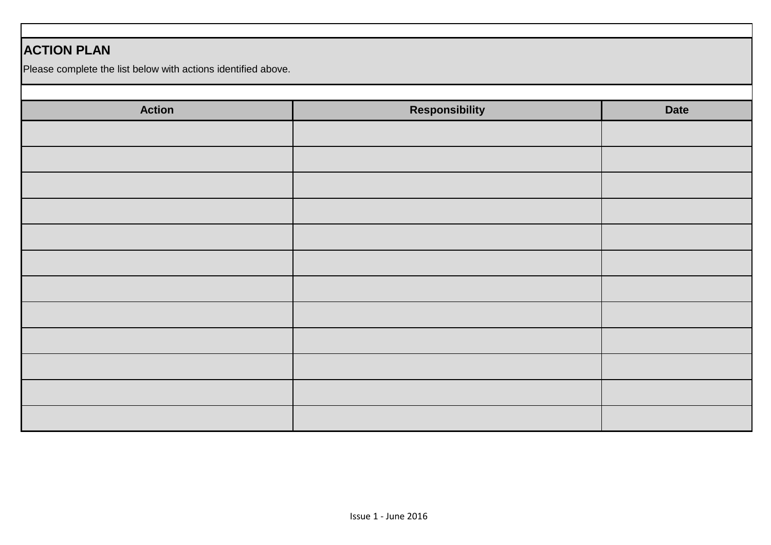## ACTION PLAN

Please complete the list below with actions identified above.

| Action | Responsibility | Date |
|---|---|---|
| | | |
| | | |
| | | |
| | | |
| | | |
| | | |
| | | |
| | | |
| | | |
| | | |
| | | |
| | | |

Issue 1 - June 2016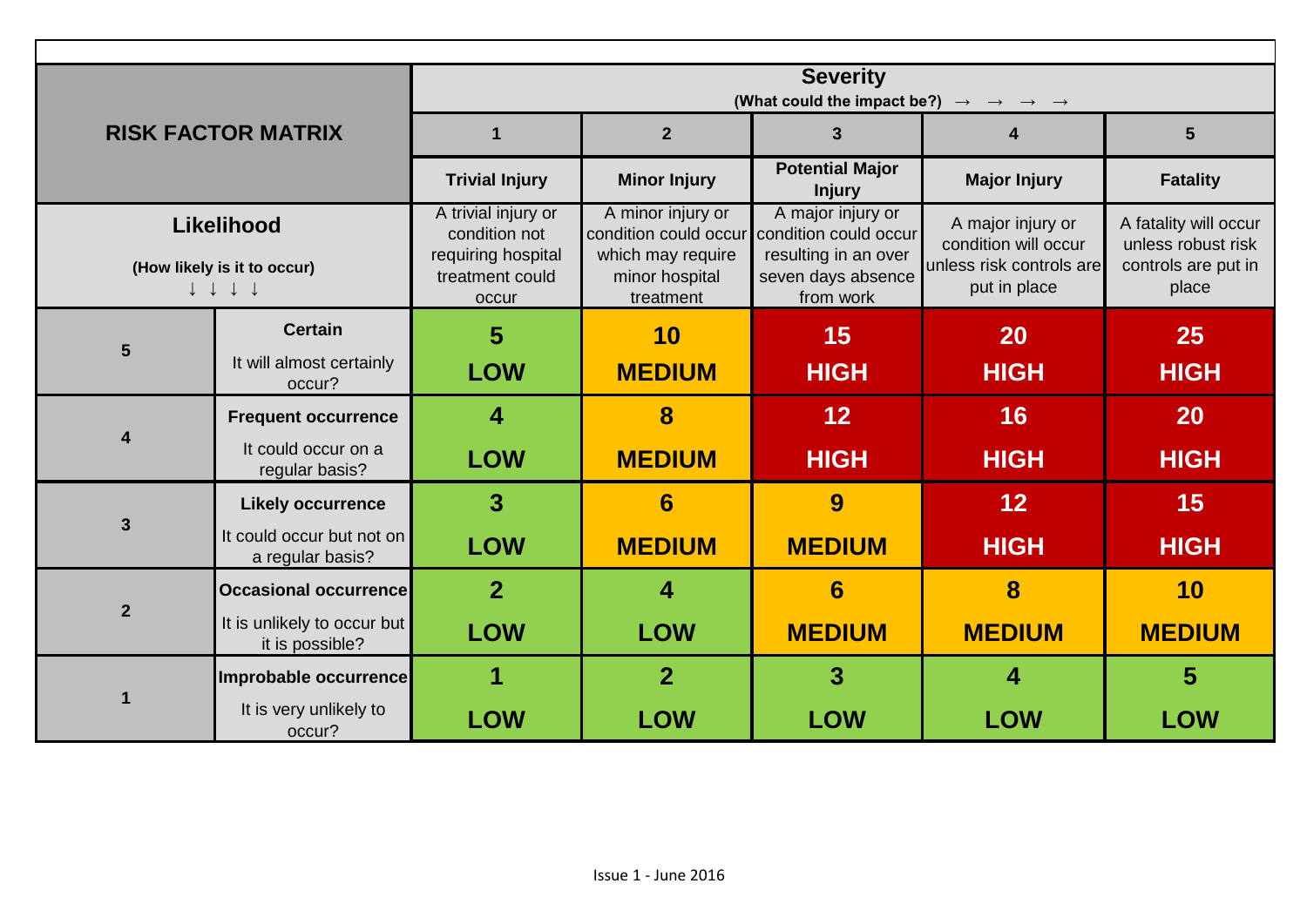| RISK FACTOR MATRIX | | Severity (What could the impact be?) → → → → | | | | |
|---|---|---|---|---|---|---|
| | | 1 | 2 | 3 | 4 | 5 |
| | | **Trivial Injury** | **Minor Injury** | **Potential Major Injury** | **Major Injury** | **Fatality** |
| **Likelihood** (How likely is it to occur) ↓ ↓ ↓ ↓ | | A trivial injury or condition not requiring hospital treatment could occur | A minor injury or condition could occur which may require minor hospital treatment | A major injury or condition could occur resulting in an over seven days absence from work | A major injury or condition will occur unless risk controls are put in place | A fatality will occur unless robust risk controls are put in place |
| **5** | **Certain** It will almost certainly occur? | **5 LOW** | **10 MEDIUM** | **15 HIGH** | **20 HIGH** | **25 HIGH** |
| **4** | **Frequent occurrence** It could occur on a regular basis? | **4 LOW** | **8 MEDIUM** | **12 HIGH** | **16 HIGH** | **20 HIGH** |
| **3** | **Likely occurrence** It could occur but not on a regular basis? | **3 LOW** | **6 MEDIUM** | **9 MEDIUM** | **12 HIGH** | **15 HIGH** |
| **2** | **Occasional occurrence** It is unlikely to occur but it is possible? | **2 LOW** | **4 LOW** | **6 MEDIUM** | **8 MEDIUM** | **10 MEDIUM** |
| **1** | **Improbable occurrence** It is very unlikely to occur? | **1 LOW** | **2 LOW** | **3 LOW** | **4 LOW** | **5 LOW** |

Issue 1 - June 2016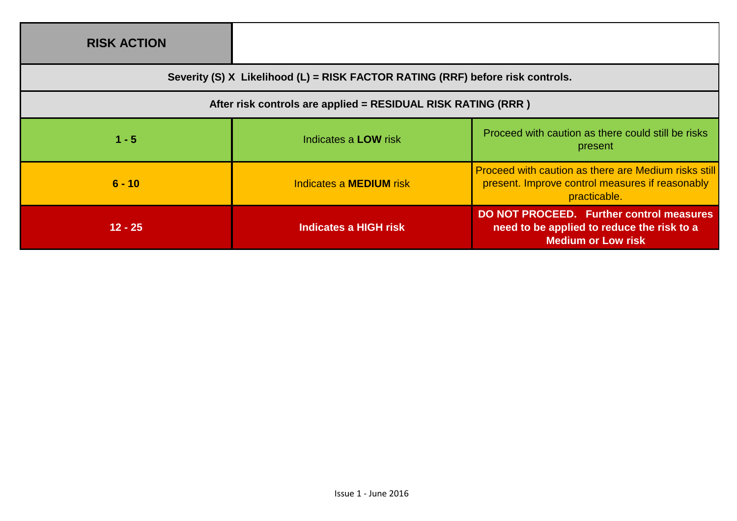| RISK ACTION | | |
|---|---|---|
| **Severity (S) X Likelihood (L) = RISK FACTOR RATING (RRF) before risk controls.** | | |
| **After risk controls are applied = RESIDUAL RISK RATING (RRR )** | | |
| **1 - 5** | Indicates a **LOW** risk | Proceed with caution as there could still be risks present |
| **6 - 10** | Indicates a **MEDIUM** risk | Proceed with caution as there are Medium risks still present. Improve control measures if reasonably practicable. |
| **12 - 25** | **Indicates a HIGH risk** | **DO NOT PROCEED. Further control measures need to be applied to reduce the risk to a Medium or Low risk** |

Issue 1 - June 2016